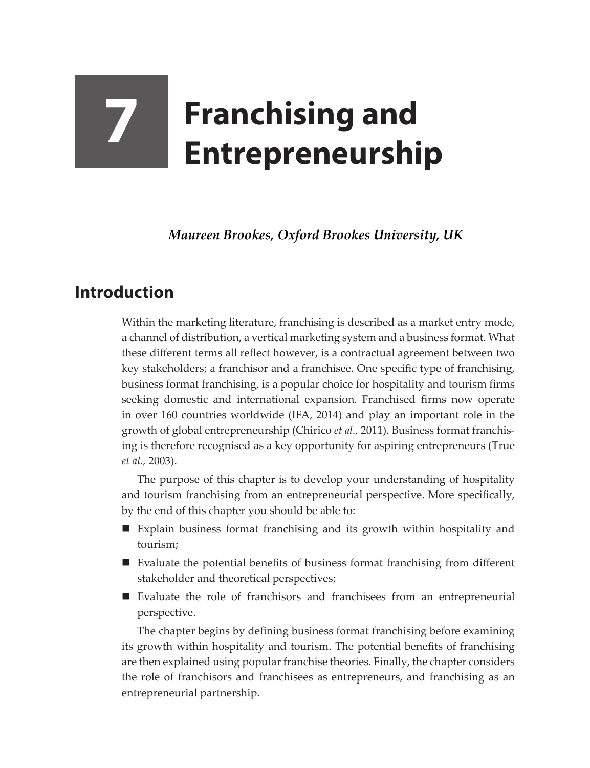# 7 Franchising and Entrepreneurship

***Maureen Brookes, Oxford Brookes University, UK***

## Introduction

Within the marketing literature, franchising is described as a market entry mode, a channel of distribution, a vertical marketing system and a business format. What these different terms all reflect however, is a contractual agreement between two key stakeholders; a franchisor and a franchisee. One specific type of franchising, business format franchising, is a popular choice for hospitality and tourism firms seeking domestic and international expansion. Franchised firms now operate in over 160 countries worldwide (IFA, 2014) and play an important role in the growth of global entrepreneurship (Chirico *et al.,* 2011). Business format franchising is therefore recognised as a key opportunity for aspiring entrepreneurs (True *et al.,* 2003).

The purpose of this chapter is to develop your understanding of hospitality and tourism franchising from an entrepreneurial perspective. More specifically, by the end of this chapter you should be able to:

- Explain business format franchising and its growth within hospitality and tourism;
- Evaluate the potential benefits of business format franchising from different stakeholder and theoretical perspectives;
- Evaluate the role of franchisors and franchisees from an entrepreneurial perspective.

The chapter begins by defining business format franchising before examining its growth within hospitality and tourism. The potential benefits of franchising are then explained using popular franchise theories. Finally, the chapter considers the role of franchisors and franchisees as entrepreneurs, and franchising as an entrepreneurial partnership.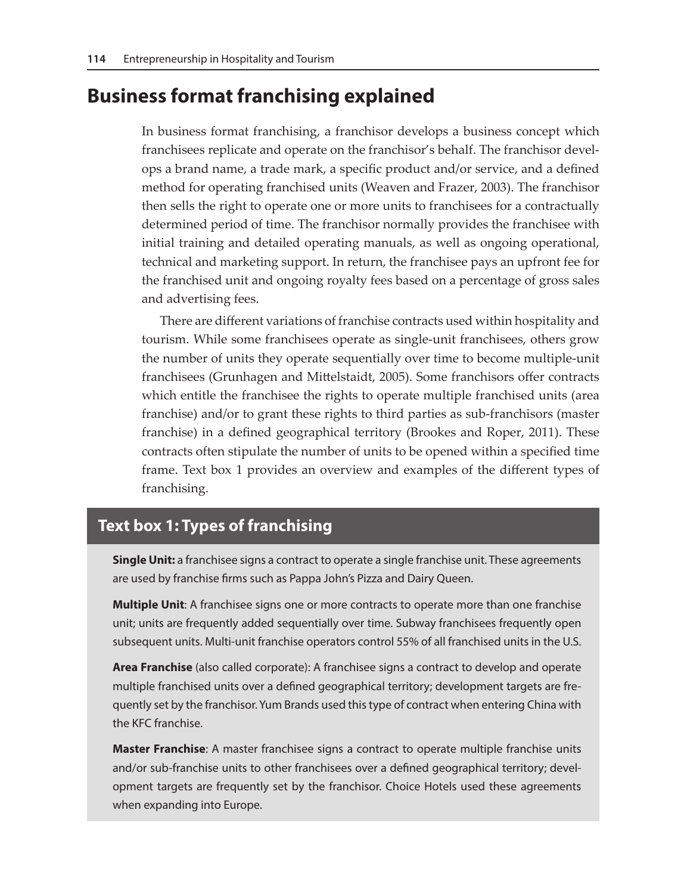## Business format franchising explained

In business format franchising, a franchisor develops a business concept which franchisees replicate and operate on the franchisor's behalf. The franchisor develops a brand name, a trade mark, a specific product and/or service, and a defined method for operating franchised units (Weaven and Frazer, 2003). The franchisor then sells the right to operate one or more units to franchisees for a contractually determined period of time. The franchisor normally provides the franchisee with initial training and detailed operating manuals, as well as ongoing operational, technical and marketing support. In return, the franchisee pays an upfront fee for the franchised unit and ongoing royalty fees based on a percentage of gross sales and advertising fees.

There are different variations of franchise contracts used within hospitality and tourism. While some franchisees operate as single-unit franchisees, others grow the number of units they operate sequentially over time to become multiple-unit franchisees (Grunhagen and Mittelstaidt, 2005). Some franchisors offer contracts which entitle the franchisee the rights to operate multiple franchised units (area franchise) and/or to grant these rights to third parties as sub-franchisors (master franchise) in a defined geographical territory (Brookes and Roper, 2011). These contracts often stipulate the number of units to be opened within a specified time frame. Text box 1 provides an overview and examples of the different types of franchising.

### Text box 1: Types of franchising

**Single Unit:** a franchisee signs a contract to operate a single franchise unit. These agreements are used by franchise firms such as Pappa John's Pizza and Dairy Queen.

**Multiple Unit**: A franchisee signs one or more contracts to operate more than one franchise unit; units are frequently added sequentially over time. Subway franchisees frequently open subsequent units. Multi-unit franchise operators control 55% of all franchised units in the U.S.

**Area Franchise** (also called corporate): A franchisee signs a contract to develop and operate multiple franchised units over a defined geographical territory; development targets are frequently set by the franchisor. Yum Brands used this type of contract when entering China with the KFC franchise.

**Master Franchise**: A master franchisee signs a contract to operate multiple franchise units and/or sub-franchise units to other franchisees over a defined geographical territory; development targets are frequently set by the franchisor. Choice Hotels used these agreements when expanding into Europe.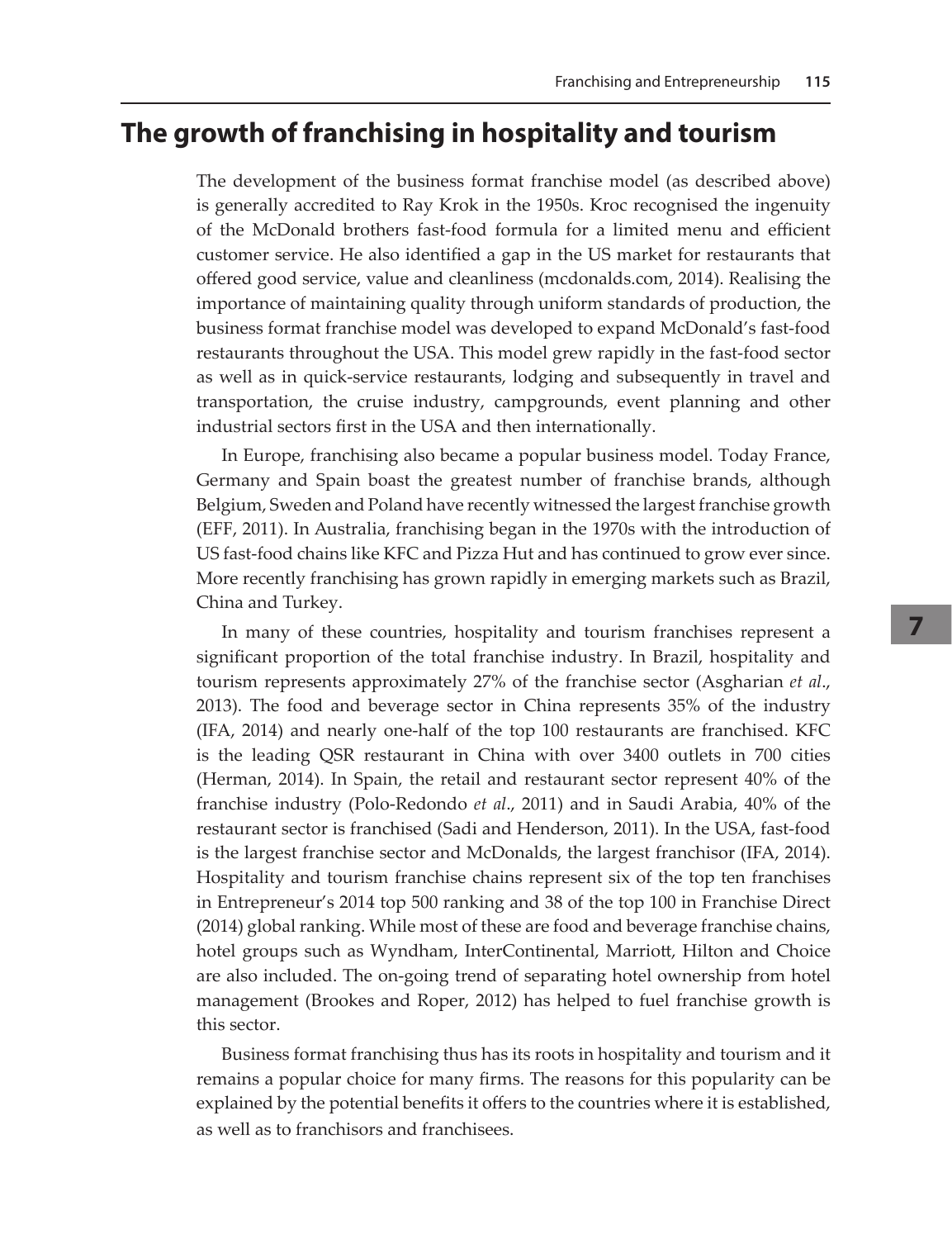## The growth of franchising in hospitality and tourism

The development of the business format franchise model (as described above) is generally accredited to Ray Krok in the 1950s. Kroc recognised the ingenuity of the McDonald brothers fast-food formula for a limited menu and efficient customer service. He also identified a gap in the US market for restaurants that offered good service, value and cleanliness (mcdonalds.com, 2014). Realising the importance of maintaining quality through uniform standards of production, the business format franchise model was developed to expand McDonald's fast-food restaurants throughout the USA. This model grew rapidly in the fast-food sector as well as in quick-service restaurants, lodging and subsequently in travel and transportation, the cruise industry, campgrounds, event planning and other industrial sectors first in the USA and then internationally.

In Europe, franchising also became a popular business model. Today France, Germany and Spain boast the greatest number of franchise brands, although Belgium, Sweden and Poland have recently witnessed the largest franchise growth (EFF, 2011). In Australia, franchising began in the 1970s with the introduction of US fast-food chains like KFC and Pizza Hut and has continued to grow ever since. More recently franchising has grown rapidly in emerging markets such as Brazil, China and Turkey.

In many of these countries, hospitality and tourism franchises represent a significant proportion of the total franchise industry. In Brazil, hospitality and tourism represents approximately 27% of the franchise sector (Asgharian *et al*., 2013). The food and beverage sector in China represents 35% of the industry (IFA, 2014) and nearly one-half of the top 100 restaurants are franchised. KFC is the leading QSR restaurant in China with over 3400 outlets in 700 cities (Herman, 2014). In Spain, the retail and restaurant sector represent 40% of the franchise industry (Polo-Redondo *et al*., 2011) and in Saudi Arabia, 40% of the restaurant sector is franchised (Sadi and Henderson, 2011). In the USA, fast-food is the largest franchise sector and McDonalds, the largest franchisor (IFA, 2014). Hospitality and tourism franchise chains represent six of the top ten franchises in Entrepreneur's 2014 top 500 ranking and 38 of the top 100 in Franchise Direct (2014) global ranking. While most of these are food and beverage franchise chains, hotel groups such as Wyndham, InterContinental, Marriott, Hilton and Choice are also included. The on-going trend of separating hotel ownership from hotel management (Brookes and Roper, 2012) has helped to fuel franchise growth is this sector.

Business format franchising thus has its roots in hospitality and tourism and it remains a popular choice for many firms. The reasons for this popularity can be explained by the potential benefits it offers to the countries where it is established, as well as to franchisors and franchisees.